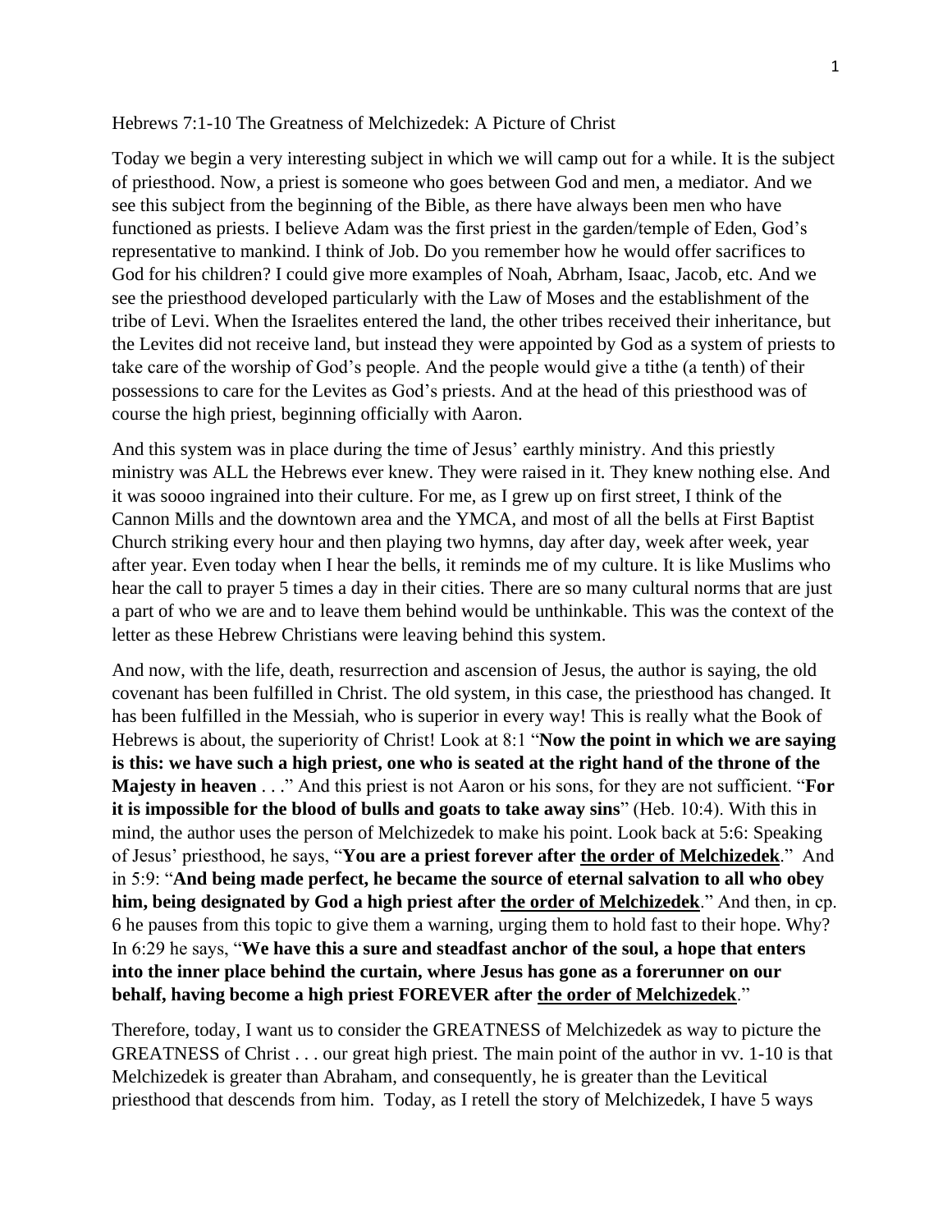Hebrews 7:1-10 The Greatness of Melchizedek: A Picture of Christ

Today we begin a very interesting subject in which we will camp out for a while. It is the subject of priesthood. Now, a priest is someone who goes between God and men, a mediator. And we see this subject from the beginning of the Bible, as there have always been men who have functioned as priests. I believe Adam was the first priest in the garden/temple of Eden, God's representative to mankind. I think of Job. Do you remember how he would offer sacrifices to God for his children? I could give more examples of Noah, Abrham, Isaac, Jacob, etc. And we see the priesthood developed particularly with the Law of Moses and the establishment of the tribe of Levi. When the Israelites entered the land, the other tribes received their inheritance, but the Levites did not receive land, but instead they were appointed by God as a system of priests to take care of the worship of God's people. And the people would give a tithe (a tenth) of their possessions to care for the Levites as God's priests. And at the head of this priesthood was of course the high priest, beginning officially with Aaron.

And this system was in place during the time of Jesus' earthly ministry. And this priestly ministry was ALL the Hebrews ever knew. They were raised in it. They knew nothing else. And it was soooo ingrained into their culture. For me, as I grew up on first street, I think of the Cannon Mills and the downtown area and the YMCA, and most of all the bells at First Baptist Church striking every hour and then playing two hymns, day after day, week after week, year after year. Even today when I hear the bells, it reminds me of my culture. It is like Muslims who hear the call to prayer 5 times a day in their cities. There are so many cultural norms that are just a part of who we are and to leave them behind would be unthinkable. This was the context of the letter as these Hebrew Christians were leaving behind this system.

And now, with the life, death, resurrection and ascension of Jesus, the author is saying, the old covenant has been fulfilled in Christ. The old system, in this case, the priesthood has changed. It has been fulfilled in the Messiah, who is superior in every way! This is really what the Book of Hebrews is about, the superiority of Christ! Look at 8:1 "**Now the point in which we are saying is this: we have such a high priest, one who is seated at the right hand of the throne of the Majesty in heaven** . . ." And this priest is not Aaron or his sons, for they are not sufficient. "**For it is impossible for the blood of bulls and goats to take away sins**" (Heb. 10:4). With this in mind, the author uses the person of Melchizedek to make his point. Look back at 5:6: Speaking of Jesus' priesthood, he says, "**You are a priest forever after <u>the order of Melchizedek</u>**." And in 5:9: "**And being made perfect, he became the source of eternal salvation to all who obey him, being designated by God a high priest after <u>the order of Melchizedek</u>**." And then, in cp. 6 he pauses from this topic to give them a warning, urging them to hold fast to their hope. Why? In 6:29 he says, "**We have this a sure and steadfast anchor of the soul, a hope that enters into the inner place behind the curtain, where Jesus has gone as a forerunner on our behalf, having become a high priest FOREVER after <u>the order of Melchizedek</u>**."

Therefore, today, I want us to consider the GREATNESS of Melchizedek as way to picture the GREATNESS of Christ . . . our great high priest. The main point of the author in vv. 1-10 is that Melchizedek is greater than Abraham, and consequently, he is greater than the Levitical priesthood that descends from him. Today, as I retell the story of Melchizedek, I have 5 ways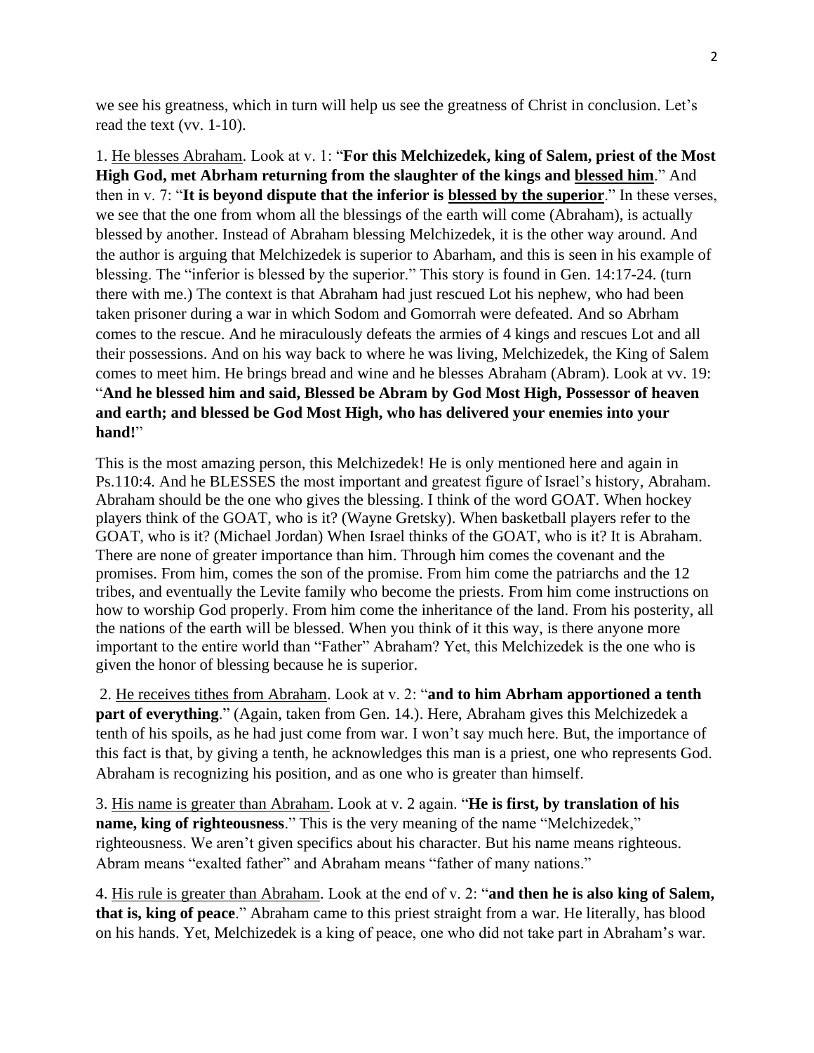we see his greatness, which in turn will help us see the greatness of Christ in conclusion. Let's read the text (vv. 1-10).

1. <u>He blesses Abraham</u>. Look at v. 1: "**For this Melchizedek, king of Salem, priest of the Most High God, met Abraham returning from the slaughter of the kings and <u>blessed him</u>**." And then in v. 7: "**It is beyond dispute that the inferior is <u>blessed by the superior</u>**." In these verses, we see that the one from whom all the blessings of the earth will come (Abraham), is actually blessed by another. Instead of Abraham blessing Melchizedek, it is the other way around. And the author is arguing that Melchizedek is superior to Abarham, and this is seen in his example of blessing. The "inferior is blessed by the superior." This story is found in Gen. 14:17-24. (turn there with me.) The context is that Abraham had just rescued Lot his nephew, who had been taken prisoner during a war in which Sodom and Gomorrah were defeated. And so Abrham comes to the rescue. And he miraculously defeats the armies of 4 kings and rescues Lot and all their possessions. And on his way back to where he was living, Melchizedek, the King of Salem comes to meet him. He brings bread and wine and he blesses Abraham (Abram). Look at vv. 19: "**And he blessed him and said, Blessed be Abram by God Most High, Possessor of heaven and earth; and blessed be God Most High, who has delivered your enemies into your hand!**"

This is the most amazing person, this Melchizedek! He is only mentioned here and again in Ps.110:4. And he BLESSES the most important and greatest figure of Israel's history, Abraham. Abraham should be the one who gives the blessing. I think of the word GOAT. When hockey players think of the GOAT, who is it? (Wayne Gretsky). When basketball players refer to the GOAT, who is it? (Michael Jordan) When Israel thinks of the GOAT, who is it? It is Abraham. There are none of greater importance than him. Through him comes the covenant and the promises. From him, comes the son of the promise. From him come the patriarchs and the 12 tribes, and eventually the Levite family who become the priests. From him come instructions on how to worship God properly. From him come the inheritance of the land. From his posterity, all the nations of the earth will be blessed. When you think of it this way, is there anyone more important to the entire world than "Father" Abraham? Yet, this Melchizedek is the one who is given the honor of blessing because he is superior.

2. <u>He receives tithes from Abraham</u>. Look at v. 2: "**and to him Abrham apportioned a tenth part of everything**." (Again, taken from Gen. 14.). Here, Abraham gives this Melchizedek a tenth of his spoils, as he had just come from war. I won't say much here. But, the importance of this fact is that, by giving a tenth, he acknowledges this man is a priest, one who represents God. Abraham is recognizing his position, and as one who is greater than himself.

3. <u>His name is greater than Abraham</u>. Look at v. 2 again. "**He is first, by translation of his name, king of righteousness**." This is the very meaning of the name "Melchizedek," righteousness. We aren't given specifics about his character. But his name means righteous. Abram means "exalted father" and Abraham means "father of many nations."

4. <u>His rule is greater than Abraham</u>. Look at the end of v. 2: "**and then he is also king of Salem, that is, king of peace**." Abraham came to this priest straight from a war. He literally, has blood on his hands. Yet, Melchizedek is a king of peace, one who did not take part in Abraham's war.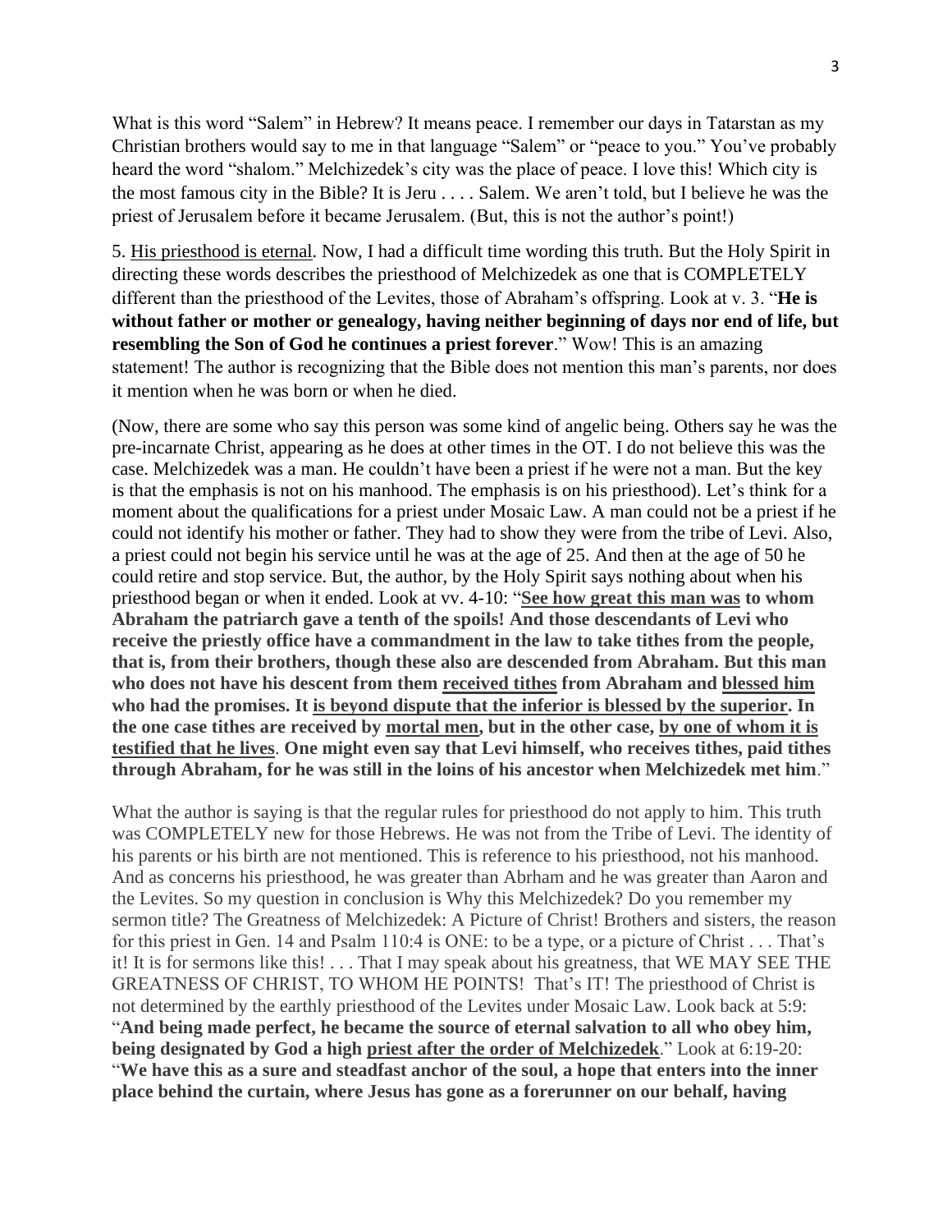What is this word "Salem" in Hebrew? It means peace. I remember our days in Tatarstan as my Christian brothers would say to me in that language "Salem" or "peace to you." You've probably heard the word "shalom." Melchizedek's city was the place of peace. I love this! Which city is the most famous city in the Bible? It is Jeru . . . . Salem. We aren't told, but I believe he was the priest of Jerusalem before it became Jerusalem. (But, this is not the author's point!)

5. <u>His priesthood is eternal</u>. Now, I had a difficult time wording this truth. But the Holy Spirit in directing these words describes the priesthood of Melchizedek as one that is COMPLETELY different than the priesthood of the Levites, those of Abraham's offspring. Look at v. 3. "**He is without father or mother or genealogy, having neither beginning of days nor end of life, but resembling the Son of God he continues a priest forever**." Wow! This is an amazing statement! The author is recognizing that the Bible does not mention this man's parents, nor does it mention when he was born or when he died.

(Now, there are some who say this person was some kind of angelic being. Others say he was the pre-incarnate Christ, appearing as he does at other times in the OT. I do not believe this was the case. Melchizedek was a man. He couldn't have been a priest if he were not a man. But the key is that the emphasis is not on his manhood. The emphasis is on his priesthood). Let's think for a moment about the qualifications for a priest under Mosaic Law. A man could not be a priest if he could not identify his mother or father. They had to show they were from the tribe of Levi. Also, a priest could not begin his service until he was at the age of 25. And then at the age of 50 he could retire and stop service. But, the author, by the Holy Spirit says nothing about when his priesthood began or when it ended. Look at vv. 4-10: "**<u>See how great this man was</u> to whom Abraham the patriarch gave a tenth of the spoils! And those descendants of Levi who receive the priestly office have a commandment in the law to take tithes from the people, that is, from their brothers, though these also are descended from Abraham. But this man who does not have his descent from them <u>received tithes</u> from Abraham and <u>blessed him</u> who had the promises. It <u>is beyond dispute that the inferior is blessed by the superior</u>. In the one case tithes are received by <u>mortal men</u>, but in the other case, <u>by one of whom it is testified that he lives</u>. One might even say that Levi himself, who receives tithes, paid tithes through Abraham, for he was still in the loins of his ancestor when Melchizedek met him**."

What the author is saying is that the regular rules for priesthood do not apply to him. This truth was COMPLETELY new for those Hebrews. He was not from the Tribe of Levi. The identity of his parents or his birth are not mentioned. This is reference to his priesthood, not his manhood. And as concerns his priesthood, he was greater than Abrham and he was greater than Aaron and the Levites. So my question in conclusion is Why this Melchizedek? Do you remember my sermon title? The Greatness of Melchizedek: A Picture of Christ! Brothers and sisters, the reason for this priest in Gen. 14 and Psalm 110:4 is ONE: to be a type, or a picture of Christ . . . That's it! It is for sermons like this! . . . That I may speak about his greatness, that WE MAY SEE THE GREATNESS OF CHRIST, TO WHOM HE POINTS! That's IT! The priesthood of Christ is not determined by the earthly priesthood of the Levites under Mosaic Law. Look back at 5:9: "**And being made perfect, he became the source of eternal salvation to all who obey him, being designated by God a high <u>priest after the order of Melchizedek</u>**." Look at 6:19-20: "**We have this as a sure and steadfast anchor of the soul, a hope that enters into the inner place behind the curtain, where Jesus has gone as a forerunner on our behalf, having**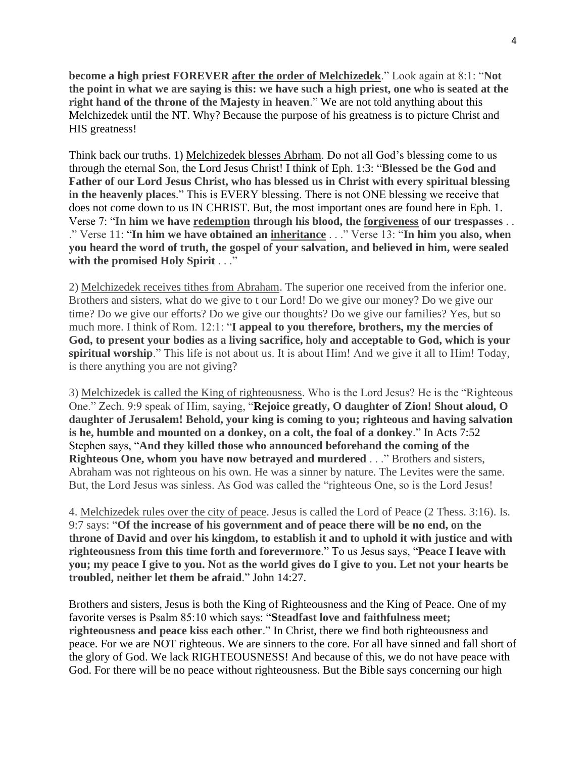**become a high priest FOREVER <u>after the order of Melchizedek</u>**." Look again at 8:1: "**Not the point in what we are saying is this: we have such a high priest, one who is seated at the right hand of the throne of the Majesty in heaven**." We are not told anything about this Melchizedek until the NT. Why? Because the purpose of his greatness is to picture Christ and HIS greatness!

Think back our truths. 1) <u>Melchizedek blesses Abrham</u>. Do not all God's blessing come to us through the eternal Son, the Lord Jesus Christ! I think of Eph. 1:3: "**Blessed be the God and Father of our Lord Jesus Christ, who has blessed us in Christ with every spiritual blessing in the heavenly places**." This is EVERY blessing. There is not ONE blessing we receive that does not come down to us IN CHRIST. But, the most important ones are found here in Eph. 1. Verse 7: "**In him we have <u>redemption</u> through his blood, the <u>forgiveness</u> of our trespasses** . . ." Verse 11: "**In him we have obtained an <u>inheritance</u>** . . ." Verse 13: "**In him you also, when you heard the word of truth, the gospel of your salvation, and believed in him, were sealed with the promised Holy Spirit** . . ."

2) <u>Melchizedek receives tithes from Abraham</u>. The superior one received from the inferior one. Brothers and sisters, what do we give to t our Lord! Do we give our money? Do we give our time? Do we give our efforts? Do we give our thoughts? Do we give our families? Yes, but so much more. I think of Rom. 12:1: "**I appeal to you therefore, brothers, my the mercies of God, to present your bodies as a living sacrifice, holy and acceptable to God, which is your spiritual worship**." This life is not about us. It is about Him! And we give it all to Him! Today, is there anything you are not giving?

3) <u>Melchizedek is called the King of righteousness</u>. Who is the Lord Jesus? He is the "Righteous One." Zech. 9:9 speak of Him, saying, "**Rejoice greatly, O daughter of Zion! Shout aloud, O daughter of Jerusalem! Behold, your king is coming to you; righteous and having salvation is he, humble and mounted on a donkey, on a colt, the foal of a donkey**." In Acts 7:52 Stephen says, "**And they killed those who announced beforehand the coming of the Righteous One, whom you have now betrayed and murdered** . . ." Brothers and sisters, Abraham was not righteous on his own. He was a sinner by nature. The Levites were the same. But, the Lord Jesus was sinless. As God was called the "righteous One, so is the Lord Jesus!

4. <u>Melchizedek rules over the city of peace</u>. Jesus is called the Lord of Peace (2 Thess. 3:16). Is. 9:7 says: "**Of the increase of his government and of peace there will be no end, on the throne of David and over his kingdom, to establish it and to uphold it with justice and with righteousness from this time forth and forevermore**." To us Jesus says, "**Peace I leave with you; my peace I give to you. Not as the world gives do I give to you. Let not your hearts be troubled, neither let them be afraid**." John 14:27.

Brothers and sisters, Jesus is both the King of Righteousness and the King of Peace. One of my favorite verses is Psalm 85:10 which says: "**Steadfast love and faithfulness meet; righteousness and peace kiss each other**." In Christ, there we find both righteousness and peace. For we are NOT righteous. We are sinners to the core. For all have sinned and fall short of the glory of God. We lack RIGHTEOUSNESS! And because of this, we do not have peace with God. For there will be no peace without righteousness. But the Bible says concerning our high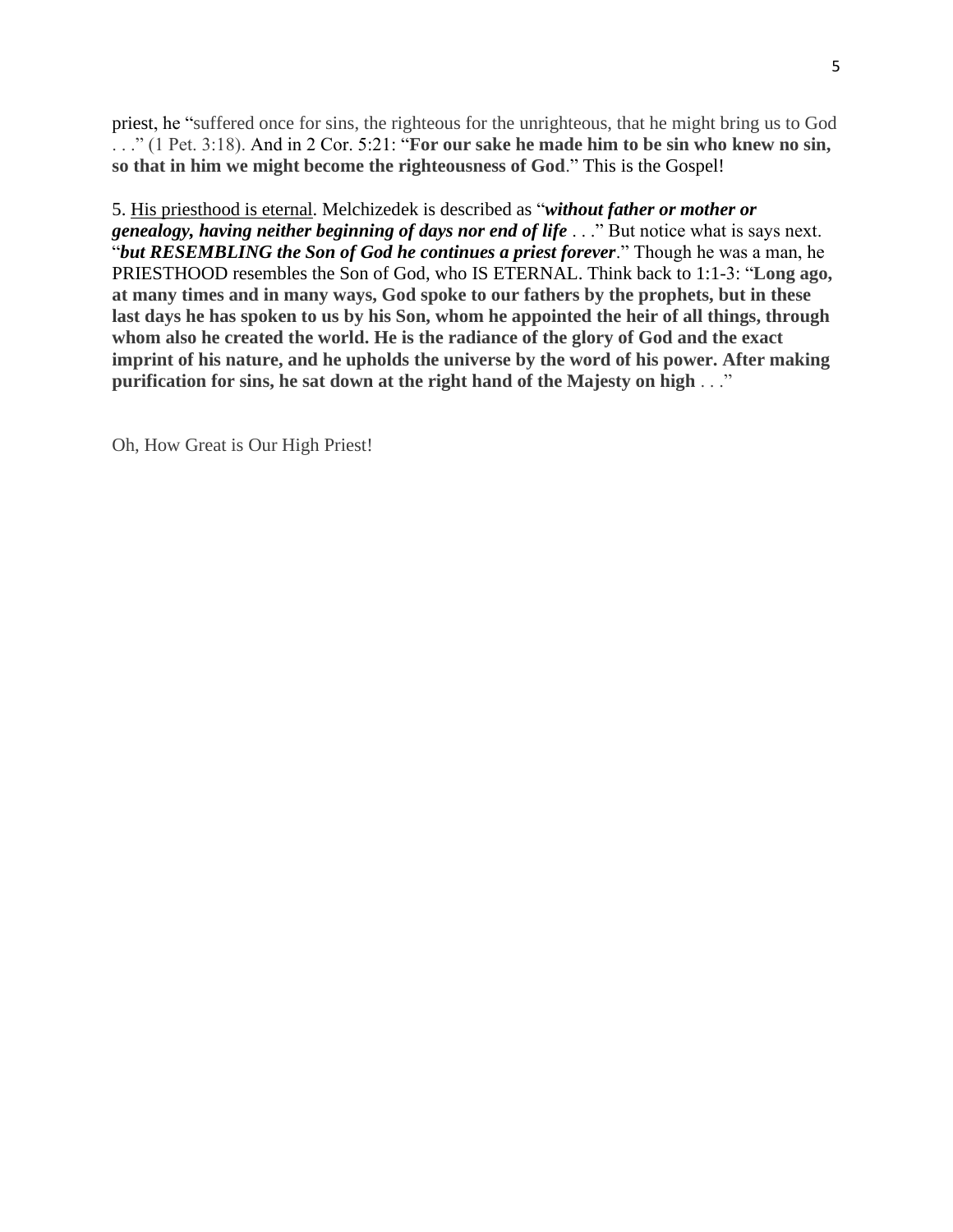priest, he "suffered once for sins, the righteous for the unrighteous, that he might bring us to God . . ." (1 Pet. 3:18). And in 2 Cor. 5:21: "**For our sake he made him to be sin who knew no sin, so that in him we might become the righteousness of God**." This is the Gospel!

5. <u>His priesthood is eternal</u>. Melchizedek is described as "***without father or mother or genealogy, having neither beginning of days nor end of life*** . . ." But notice what is says next. "***but RESEMBLING the Son of God he continues a priest forever***." Though he was a man, he PRIESTHOOD resembles the Son of God, who IS ETERNAL. Think back to 1:1-3: "**Long ago, at many times and in many ways, God spoke to our fathers by the prophets, but in these last days he has spoken to us by his Son, whom he appointed the heir of all things, through whom also he created the world. He is the radiance of the glory of God and the exact imprint of his nature, and he upholds the universe by the word of his power. After making purification for sins, he sat down at the right hand of the Majesty on high** . . ."

Oh, How Great is Our High Priest!